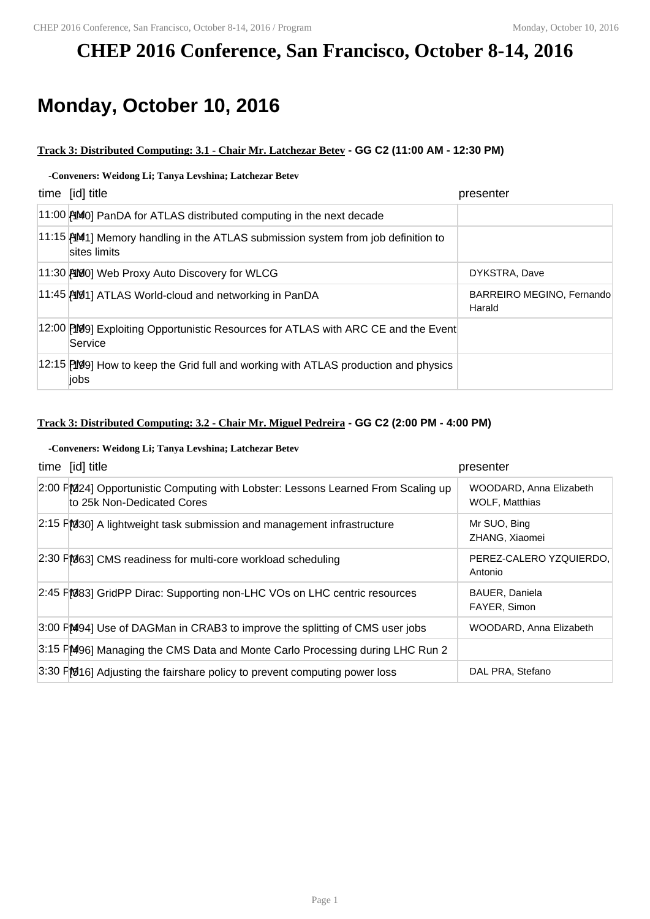# CHEP 2016 Conference, San Francisco, October 8-14, 2016

## Monday, October 10, 2016

**Track 3: Distributed Computing: 3.1 - Chair Mr. Latchezar Betev - GG C2 (11:00 AM - 12:30 PM)**

**-Conveners: Weidong Li; Tanya Levshina; Latchezar Betev**

| time | [id] title | presenter |
| --- | --- | --- |
| 11:00 AM | [140] PanDA for ATLAS distributed computing in the next decade | |
| 11:15 AM | [141] Memory handling in the ATLAS submission system from job definition to sites limits | |
| 11:30 AM | [180] Web Proxy Auto Discovery for WLCG | DYKSTRA, Dave |
| 11:45 AM | [181] ATLAS World-cloud and networking in PanDA | BARREIRO MEGINO, Fernando Harald |
| 12:00 PM | [189] Exploiting Opportunistic Resources for ATLAS with ARC CE and the Event Service | |
| 12:15 PM | [199] How to keep the Grid full and working with ATLAS production and physics jobs | |

**Track 3: Distributed Computing: 3.2 - Chair Mr. Miguel Pedreira - GG C2 (2:00 PM - 4:00 PM)**

**-Conveners: Weidong Li; Tanya Levshina; Latchezar Betev**

| time | [id] title | presenter |
| --- | --- | --- |
| 2:00 PM | [224] Opportunistic Computing with Lobster: Lessons Learned From Scaling up to 25k Non-Dedicated Cores | WOODARD, Anna Elizabeth<br>WOLF, Matthias |
| 2:15 PM | [330] A lightweight task submission and management infrastructure | Mr SUO, Bing<br>ZHANG, Xiaomei |
| 2:30 PM | [363] CMS readiness for multi-core workload scheduling | PEREZ-CALERO YZQUIERDO, Antonio |
| 2:45 PM | [383] GridPP Dirac: Supporting non-LHC VOs on LHC centric resources | BAUER, Daniela<br>FAYER, Simon |
| 3:00 PM | [494] Use of DAGMan in CRAB3 to improve the splitting of CMS user jobs | WOODARD, Anna Elizabeth |
| 3:15 PM | [496] Managing the CMS Data and Monte Carlo Processing during LHC Run 2 | |
| 3:30 PM | [516] Adjusting the fairshare policy to prevent computing power loss | DAL PRA, Stefano |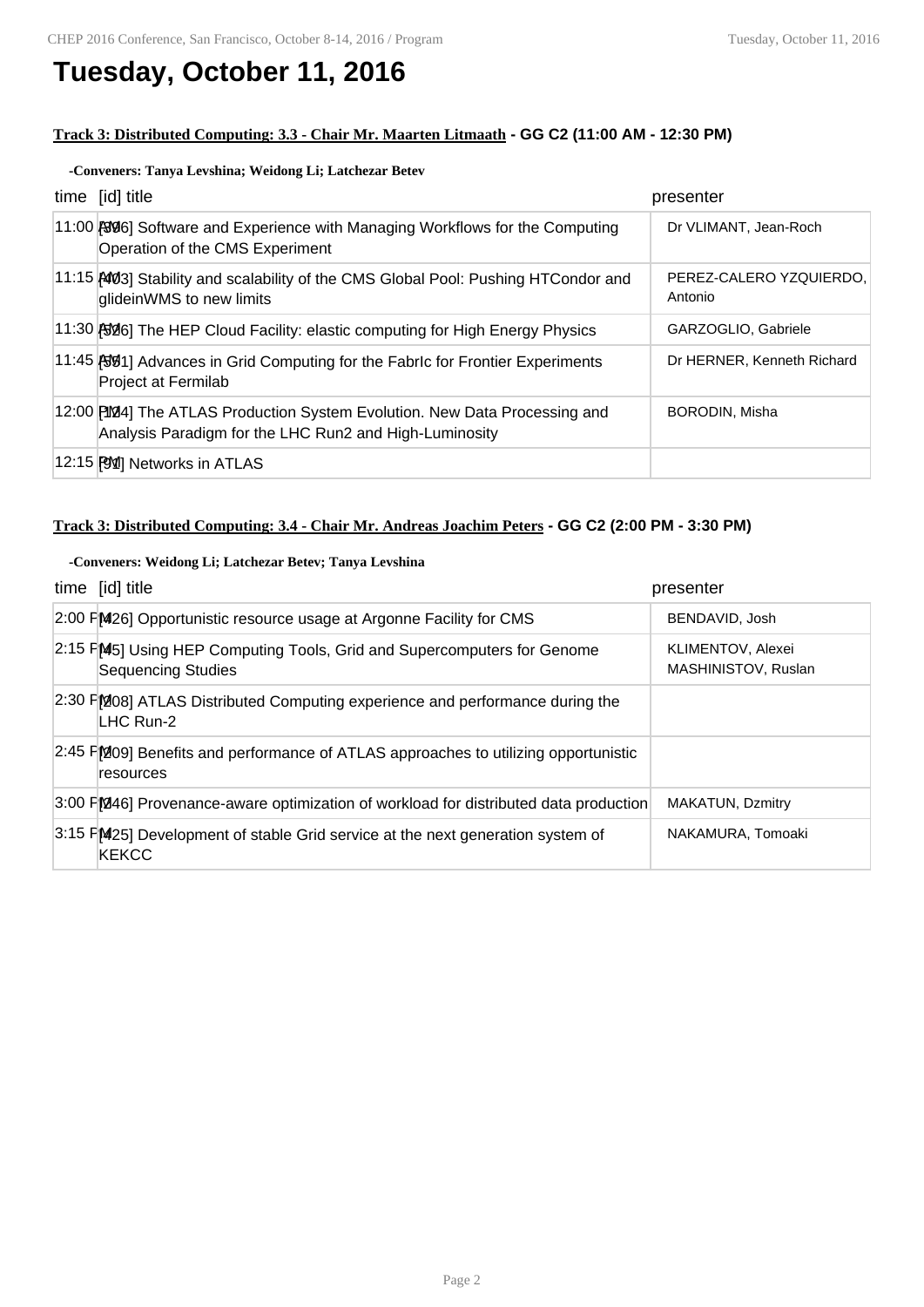# Tuesday, October 11, 2016

**Track 3: Distributed Computing: 3.3 - Chair Mr. Maarten Litmaath - GG C2 (11:00 AM - 12:30 PM)**

**-Conveners: Tanya Levshina; Weidong Li; Latchezar Betev**

| time | [id] title | presenter |
|---|---|---|
| 11:00 AM | [396] Software and Experience with Managing Workflows for the Computing Operation of the CMS Experiment | Dr VLIMANT, Jean-Roch |
| 11:15 AM | [403] Stability and scalability of the CMS Global Pool: Pushing HTCondor and glideinWMS to new limits | PEREZ-CALERO YZQUIERDO, Antonio |
| 11:30 AM | [526] The HEP Cloud Facility: elastic computing for High Energy Physics | GARZOGLIO, Gabriele |
| 11:45 AM | [381] Advances in Grid Computing for the FabrIc for Frontier Experiments Project at Fermilab | Dr HERNER, Kenneth Richard |
| 12:00 PM | [124] The ATLAS Production System Evolution. New Data Processing and Analysis Paradigm for the LHC Run2 and High-Luminosity | BORODIN, Misha |
| 12:15 PM | [91] Networks in ATLAS | |

**Track 3: Distributed Computing: 3.4 - Chair Mr. Andreas Joachim Peters - GG C2 (2:00 PM - 3:30 PM)**

**-Conveners: Weidong Li; Latchezar Betev; Tanya Levshina**

| time | [id] title | presenter |
|---|---|---|
| 2:00 PM | [426] Opportunistic resource usage at Argonne Facility for CMS | BENDAVID, Josh |
| 2:15 PM | [45] Using HEP Computing Tools, Grid and Supercomputers for Genome Sequencing Studies | KLIMENTOV, Alexei MASHINISTOV, Ruslan |
| 2:30 PM | [208] ATLAS Distributed Computing experience and performance during the LHC Run-2 | |
| 2:45 PM | [209] Benefits and performance of ATLAS approaches to utilizing opportunistic resources | |
| 3:00 PM | [246] Provenance-aware optimization of workload for distributed data production | MAKATUN, Dzmitry |
| 3:15 PM | [425] Development of stable Grid service at the next generation system of KEKCC | NAKAMURA, Tomoaki |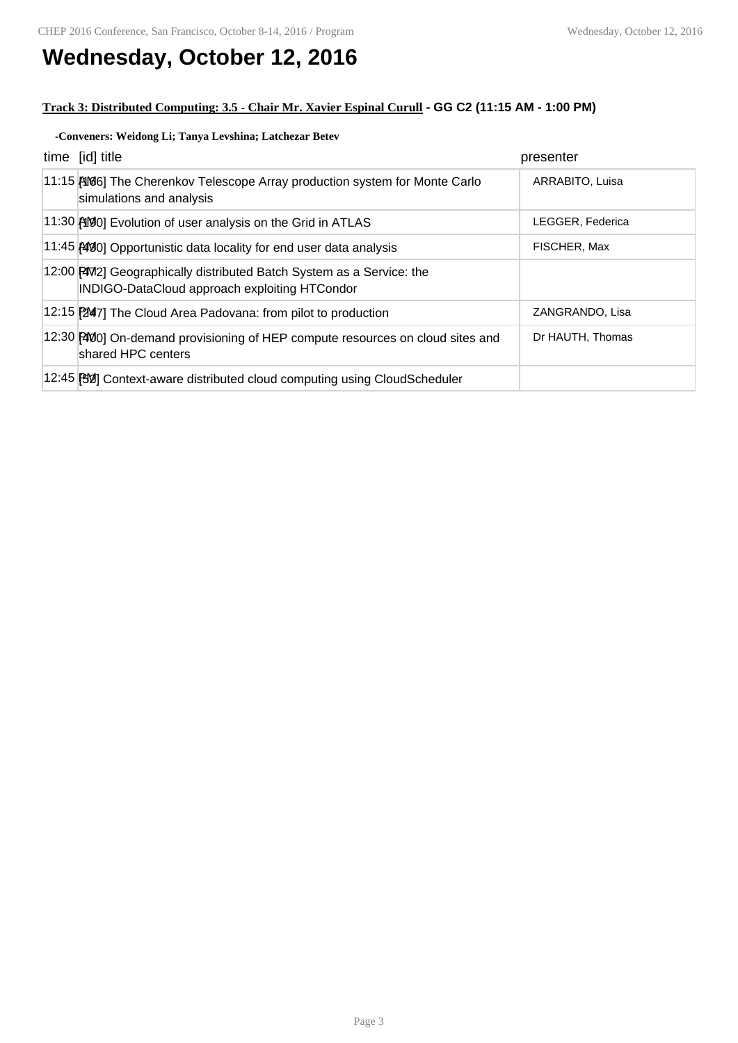# Wednesday, October 12, 2016

**Track 3: Distributed Computing: 3.5 - Chair Mr. Xavier Espinal Curull - GG C2 (11:15 AM - 1:00 PM)**

**-Conveners: Weidong Li; Tanya Levshina; Latchezar Betev**

| time | [id] title | presenter |
|---|---|---|
| 11:15 AM | [106] The Cherenkov Telescope Array production system for Monte Carlo simulations and analysis | ARRABITO, Luisa |
| 11:30 AM | [190] Evolution of user analysis on the Grid in ATLAS | LEGGER, Federica |
| 11:45 AM | [430] Opportunistic data locality for end user data analysis | FISCHER, Max |
| 12:00 PM | [472] Geographically distributed Batch System as a Service: the INDIGO-DataCloud approach exploiting HTCondor | |
| 12:15 PM | [247] The Cloud Area Padovana: from pilot to production | ZANGRANDO, Lisa |
| 12:30 PM | [400] On-demand provisioning of HEP compute resources on cloud sites and shared HPC centers | Dr HAUTH, Thomas |
| 12:45 PM | [52] Context-aware distributed cloud computing using CloudScheduler | |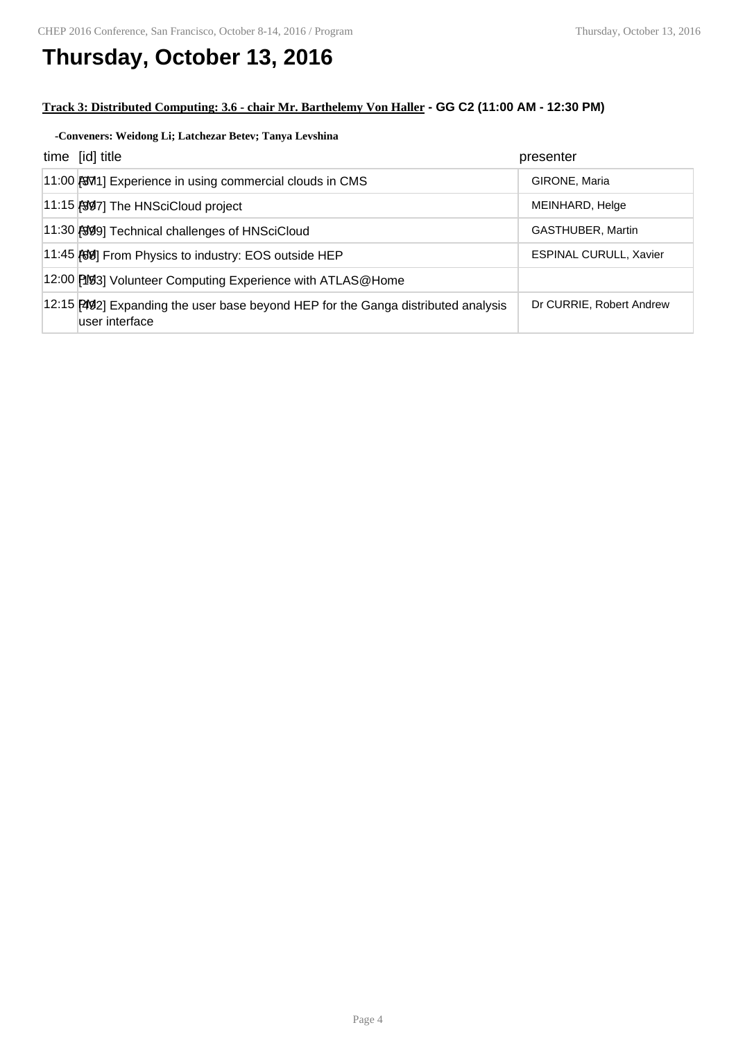# Thursday, October 13, 2016

**Track 3: Distributed Computing: 3.6 - chair Mr. Barthelemy Von Haller - GG C2 (11:00 AM - 12:30 PM)**

**-Conveners: Weidong Li; Latchezar Betev; Tanya Levshina**

| time | [id] title | presenter |
|---|---|---|
| 11:00 AM | [371] Experience in using commercial clouds in CMS | GIRONE, Maria |
| 11:15 AM | [397] The HNSciCloud project | MEINHARD, Helge |
| 11:30 AM | [399] Technical challenges of HNSciCloud | GASTHUBER, Martin |
| 11:45 AM | [68] From Physics to industry: EOS outside HEP | ESPINAL CURULL, Xavier |
| 12:00 PM | [193] Volunteer Computing Experience with ATLAS@Home | |
| 12:15 PM | [492] Expanding the user base beyond HEP for the Ganga distributed analysis user interface | Dr CURRIE, Robert Andrew |